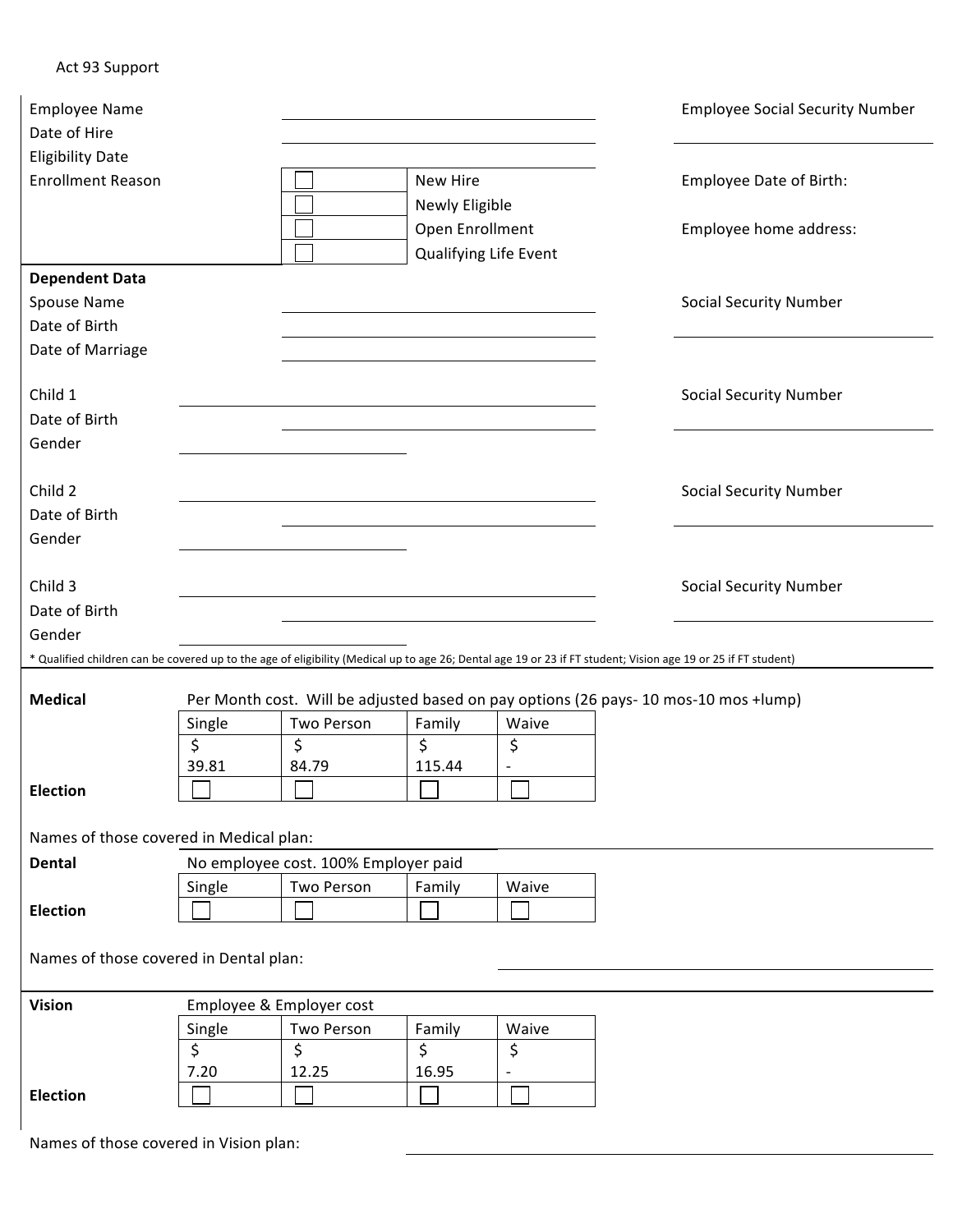Act 93 Support

Employee Name ____________________ Employee Social Security Number ____________________

Date of Hire ____________________

Eligibility Date ____________________

Enrollment Reason

| | |
|---|---|
| ☐ | New Hire |
| ☐ | Newly Eligible |
| ☐ | Open Enrollment |
| ☐ | Qualifying Life Event |

Employee Date of Birth:

Employee home address:

**Dependent Data**

Spouse Name ____________________ Social Security Number ____________________

Date of Birth ____________________

Date of Marriage ____________________

Child 1 ____________________ Social Security Number ____________________

Date of Birth ____________________

Gender ____________________

Child 2 ____________________ Social Security Number ____________________

Date of Birth ____________________

Gender ____________________

Child 3 ____________________ Social Security Number ____________________

Date of Birth ____________________

Gender ____________________

* Qualified children can be covered up to the age of eligibility (Medical up to age 26; Dental age 19 or 23 if FT student; Vision age 19 or 25 if FT student)

**Medical**

Per Month cost. Will be adjusted based on pay options (26 pays- 10 mos-10 mos +lump)

| | Single | Two Person | Family | Waive |
|---|---|---|---|---|
| | $ 39.81 | $ 84.79 | $ 115.44 | $ - |
| **Election** | ☐ | ☐ | ☐ | ☐ |

Names of those covered in Medical plan: ____________________

**Dental**

No employee cost. 100% Employer paid

| | Single | Two Person | Family | Waive |
|---|---|---|---|---|
| **Election** | ☐ | ☐ | ☐ | ☐ |

Names of those covered in Dental plan: ____________________

**Vision**

Employee & Employer cost

| | Single | Two Person | Family | Waive |
|---|---|---|---|---|
| | $ 7.20 | $ 12.25 | $ 16.95 | $ - |
| **Election** | ☐ | ☐ | ☐ | ☐ |

Names of those covered in Vision plan: ____________________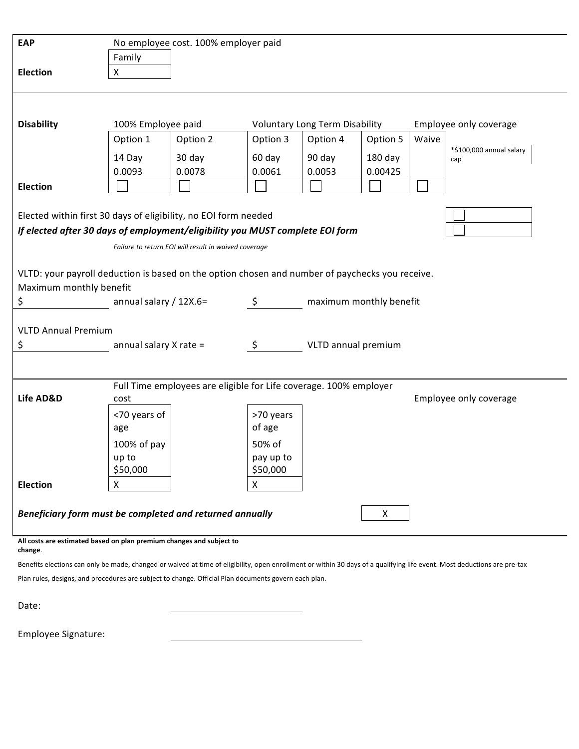| | | | | | | | |
|---|---|---|---|---|---|---|---|
| **EAP** | No employee cost. 100% employer paid | | | | | | |
| | Family | | | | | | |
| **Election** | X | | | | | | |

| | | | | | | | |
|---|---|---|---|---|---|---|---|
| **Disability** | 100% Employee paid | | Voluntary Long Term Disability | | | Employee only coverage | |
| | Option 1 | Option 2 | Option 3 | Option 4 | Option 5 | Waive | *$100,000 annual salary cap |
| | 14 Day | 30 day | 60 day | 90 day | 180 day | | |
| | 0.0093 | 0.0078 | 0.0061 | 0.0053 | 0.00425 | | |
| **Election** | ☐ | ☐ | ☐ | ☐ | ☐ | ☐ | |

Elected within first 30 days of eligibility, no EOI form needed ☐

***If elected after 30 days of employment/eligibility you MUST complete EOI form*** ☐

*Failure to return EOI will result in waived coverage*

VLTD: your payroll deduction is based on the option chosen and number of paychecks you receive.

Maximum monthly benefit

$ __________ annual salary / 12X.6= $ __________ maximum monthly benefit

VLTD Annual Premium

$ __________ annual salary X rate = $ __________ VLTD annual premium

| | | | |
|---|---|---|---|
| **Life AD&D** | Full Time employees are eligible for Life coverage. 100% employer cost | | Employee only coverage |
| | <70 years of age | >70 years of age | |
| | 100% of pay up to $50,000 | 50% of pay up to $50,000 | |
| **Election** | X | X | |

***Beneficiary form must be completed and returned annually*** X

**All costs are estimated based on plan premium changes and subject to change**.

Benefits elections can only be made, changed or waived at time of eligibility, open enrollment or within 30 days of a qualifying life event. Most deductions are pre-tax

Plan rules, designs, and procedures are subject to change. Official Plan documents govern each plan.

Date: ____________________

Employee Signature: ______________________________